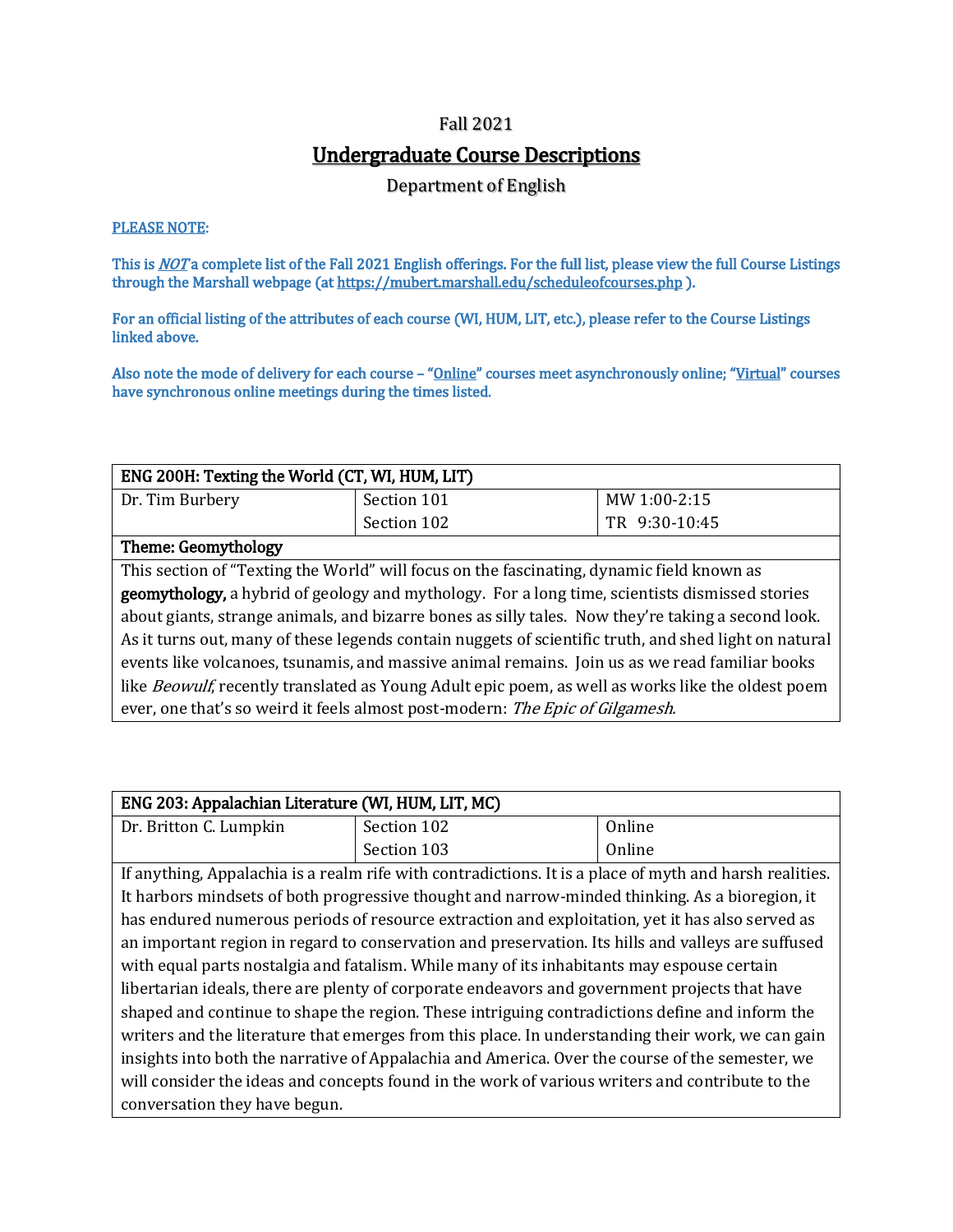Fall 2021

# Undergraduate Course Descriptions

Department of English

**PLEASE NOTE:**

**This is *NOT* a complete list of the Fall 2021 English offerings. For the full list, please view the full Course Listings through the Marshall webpage (at https://mubert.marshall.edu/scheduleofcourses.php ).**

**For an official listing of the attributes of each course (WI, HUM, LIT, etc.), please refer to the Course Listings linked above.**

**Also note the mode of delivery for each course – "Online" courses meet asynchronously online; "Virtual" courses have synchronous online meetings during the times listed.**

| **ENG 200H: Texting the World (CT, WI, HUM, LIT)** | | |
|---|---|---|
| Dr. Tim Burbery | Section 101<br>Section 102 | MW 1:00-2:15<br>TR 9:30-10:45 |
| **Theme: Geomythology** | | |
| This section of "Texting the World" will focus on the fascinating, dynamic field known as **geomythology,** a hybrid of geology and mythology. For a long time, scientists dismissed stories about giants, strange animals, and bizarre bones as silly tales. Now they're taking a second look. As it turns out, many of these legends contain nuggets of scientific truth, and shed light on natural events like volcanoes, tsunamis, and massive animal remains. Join us as we read familiar books like *Beowulf*, recently translated as Young Adult epic poem, as well as works like the oldest poem ever, one that's so weird it feels almost post-modern: *The Epic of Gilgamesh.* | | |

| **ENG 203: Appalachian Literature (WI, HUM, LIT, MC)** | | |
|---|---|---|
| Dr. Britton C. Lumpkin | Section 102<br>Section 103 | Online<br>Online |
| If anything, Appalachia is a realm rife with contradictions. It is a place of myth and harsh realities. It harbors mindsets of both progressive thought and narrow-minded thinking. As a bioregion, it has endured numerous periods of resource extraction and exploitation, yet it has also served as an important region in regard to conservation and preservation. Its hills and valleys are suffused with equal parts nostalgia and fatalism. While many of its inhabitants may espouse certain libertarian ideals, there are plenty of corporate endeavors and government projects that have shaped and continue to shape the region. These intriguing contradictions define and inform the writers and the literature that emerges from this place. In understanding their work, we can gain insights into both the narrative of Appalachia and America. Over the course of the semester, we will consider the ideas and concepts found in the work of various writers and contribute to the conversation they have begun. | | |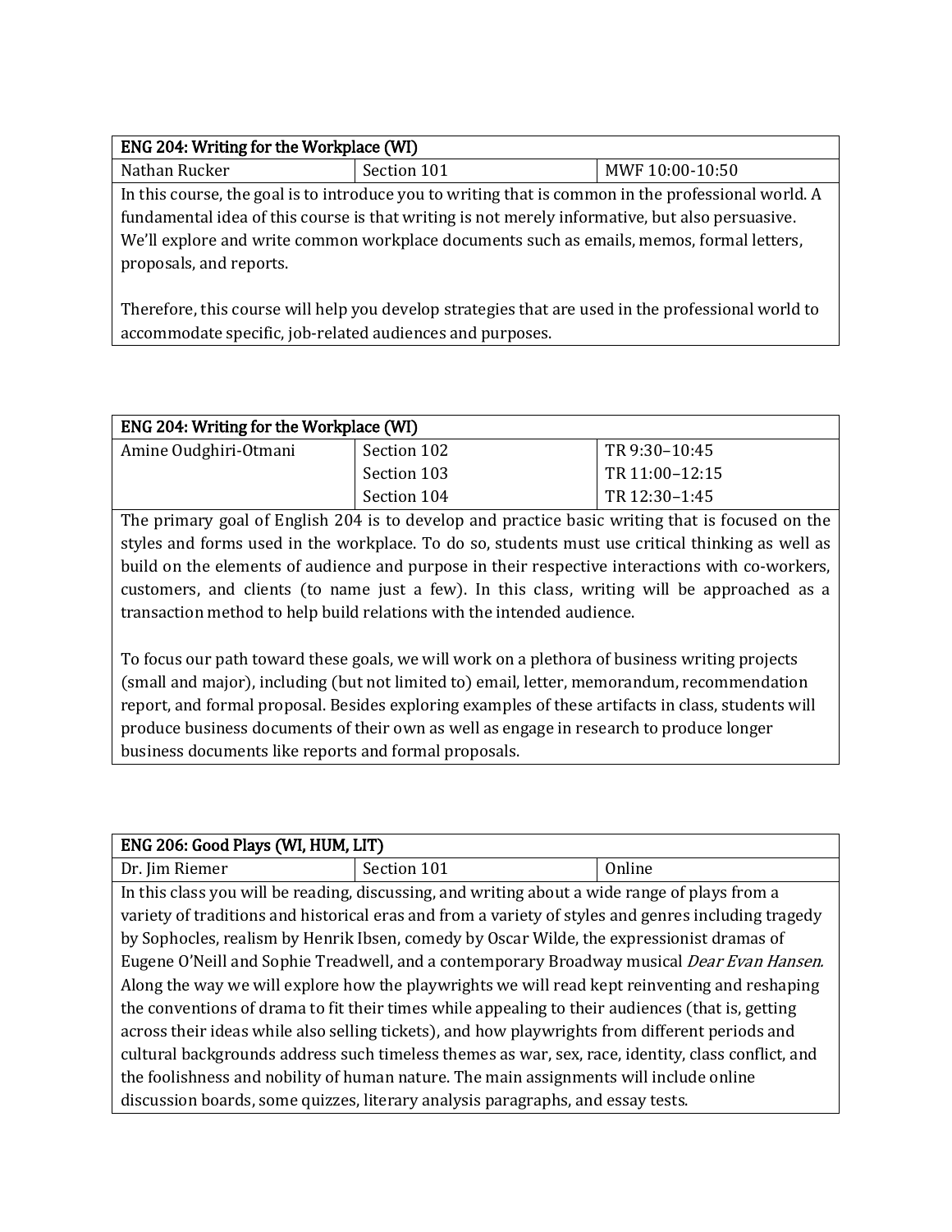| ENG 204: Writing for the Workplace (WI) | | |
|---|---|---|
| Nathan Rucker | Section 101 | MWF 10:00-10:50 |

In this course, the goal is to introduce you to writing that is common in the professional world. A fundamental idea of this course is that writing is not merely informative, but also persuasive. We'll explore and write common workplace documents such as emails, memos, formal letters, proposals, and reports.

Therefore, this course will help you develop strategies that are used in the professional world to accommodate specific, job-related audiences and purposes.

| ENG 204: Writing for the Workplace (WI) | | |
|---|---|---|
| Amine Oudghiri-Otmani | Section 102 | TR 9:30–10:45 |
| | Section 103 | TR 11:00–12:15 |
| | Section 104 | TR 12:30–1:45 |

The primary goal of English 204 is to develop and practice basic writing that is focused on the styles and forms used in the workplace. To do so, students must use critical thinking as well as build on the elements of audience and purpose in their respective interactions with co-workers, customers, and clients (to name just a few). In this class, writing will be approached as a transaction method to help build relations with the intended audience.

To focus our path toward these goals, we will work on a plethora of business writing projects (small and major), including (but not limited to) email, letter, memorandum, recommendation report, and formal proposal. Besides exploring examples of these artifacts in class, students will produce business documents of their own as well as engage in research to produce longer business documents like reports and formal proposals.

| ENG 206: Good Plays (WI, HUM, LIT) | | |
|---|---|---|
| Dr. Jim Riemer | Section 101 | Online |

In this class you will be reading, discussing, and writing about a wide range of plays from a variety of traditions and historical eras and from a variety of styles and genres including tragedy by Sophocles, realism by Henrik Ibsen, comedy by Oscar Wilde, the expressionist dramas of Eugene O'Neill and Sophie Treadwell, and a contemporary Broadway musical *Dear Evan Hansen.* Along the way we will explore how the playwrights we will read kept reinventing and reshaping the conventions of drama to fit their times while appealing to their audiences (that is, getting across their ideas while also selling tickets), and how playwrights from different periods and cultural backgrounds address such timeless themes as war, sex, race, identity, class conflict, and the foolishness and nobility of human nature. The main assignments will include online discussion boards, some quizzes, literary analysis paragraphs, and essay tests.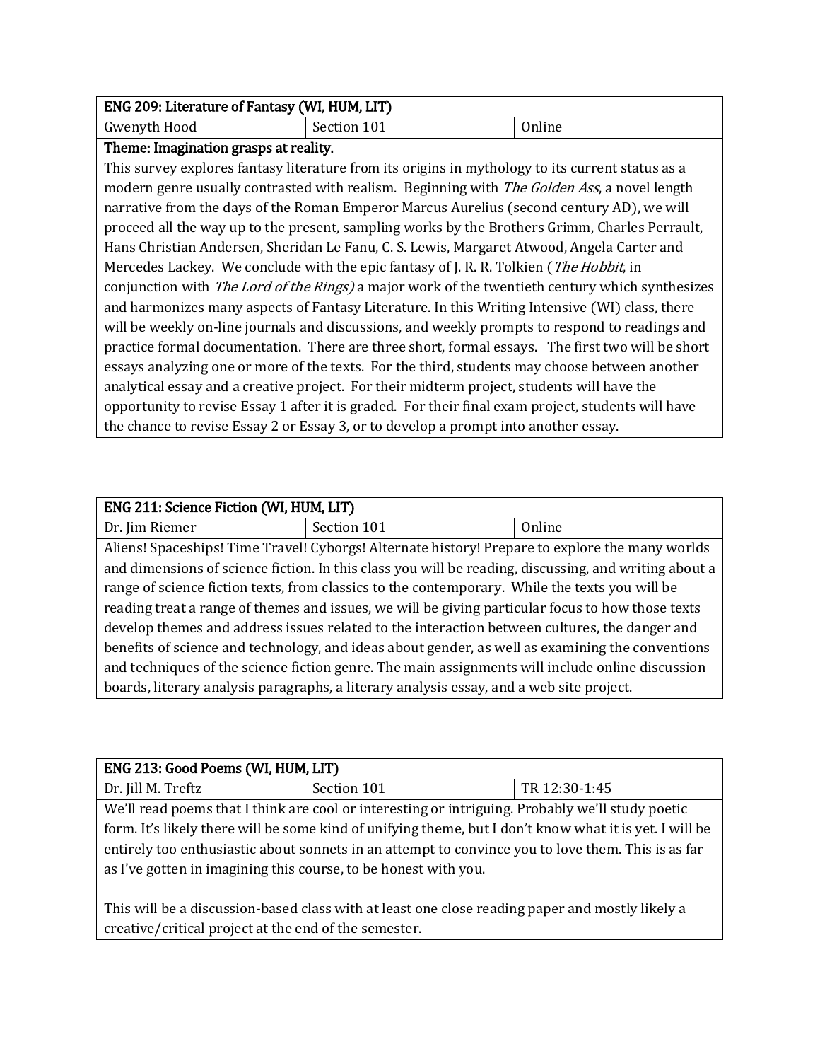| ENG 209: Literature of Fantasy (WI, HUM, LIT) | | |
|---|---|---|
| Gwenyth Hood | Section 101 | Online |
| **Theme: Imagination grasps at reality.** | | |
| This survey explores fantasy literature from its origins in mythology to its current status as a modern genre usually contrasted with realism. Beginning with *The Golden Ass*, a novel length narrative from the days of the Roman Emperor Marcus Aurelius (second century AD), we will proceed all the way up to the present, sampling works by the Brothers Grimm, Charles Perrault, Hans Christian Andersen, Sheridan Le Fanu, C. S. Lewis, Margaret Atwood, Angela Carter and Mercedes Lackey. We conclude with the epic fantasy of J. R. R. Tolkien (*The Hobbit*, in conjunction with *The Lord of the Rings)* a major work of the twentieth century which synthesizes and harmonizes many aspects of Fantasy Literature. In this Writing Intensive (WI) class, there will be weekly on-line journals and discussions, and weekly prompts to respond to readings and practice formal documentation. There are three short, formal essays. The first two will be short essays analyzing one or more of the texts. For the third, students may choose between another analytical essay and a creative project. For their midterm project, students will have the opportunity to revise Essay 1 after it is graded. For their final exam project, students will have the chance to revise Essay 2 or Essay 3, or to develop a prompt into another essay. | | |

| ENG 211: Science Fiction (WI, HUM, LIT) | | |
|---|---|---|
| Dr. Jim Riemer | Section 101 | Online |
| Aliens! Spaceships! Time Travel! Cyborgs! Alternate history! Prepare to explore the many worlds and dimensions of science fiction. In this class you will be reading, discussing, and writing about a range of science fiction texts, from classics to the contemporary. While the texts you will be reading treat a range of themes and issues, we will be giving particular focus to how those texts develop themes and address issues related to the interaction between cultures, the danger and benefits of science and technology, and ideas about gender, as well as examining the conventions and techniques of the science fiction genre. The main assignments will include online discussion boards, literary analysis paragraphs, a literary analysis essay, and a web site project. | | |

| ENG 213: Good Poems (WI, HUM, LIT) | | |
|---|---|---|
| Dr. Jill M. Treftz | Section 101 | TR 12:30-1:45 |
| We'll read poems that I think are cool or interesting or intriguing. Probably we'll study poetic form. It's likely there will be some kind of unifying theme, but I don't know what it is yet. I will be entirely too enthusiastic about sonnets in an attempt to convince you to love them. This is as far as I've gotten in imagining this course, to be honest with you.<br><br>This will be a discussion-based class with at least one close reading paper and mostly likely a creative/critical project at the end of the semester. | | |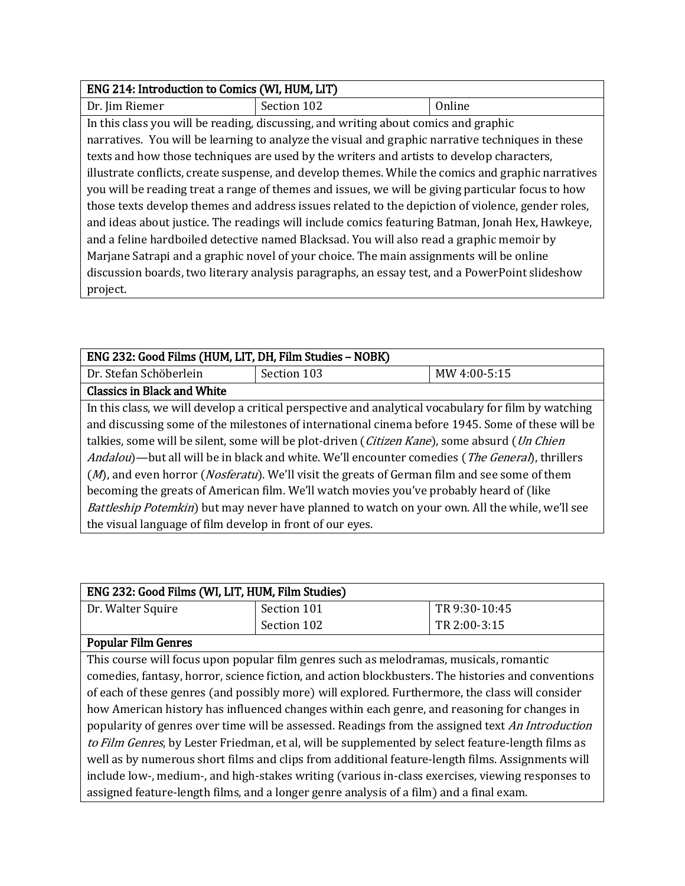| ENG 214: Introduction to Comics (WI, HUM, LIT) | | |
|---|---|---|
| Dr. Jim Riemer | Section 102 | Online |
| In this class you will be reading, discussing, and writing about comics and graphic narratives. You will be learning to analyze the visual and graphic narrative techniques in these texts and how those techniques are used by the writers and artists to develop characters, illustrate conflicts, create suspense, and develop themes. While the comics and graphic narratives you will be reading treat a range of themes and issues, we will be giving particular focus to how those texts develop themes and address issues related to the depiction of violence, gender roles, and ideas about justice. The readings will include comics featuring Batman, Jonah Hex, Hawkeye, and a feline hardboiled detective named Blacksad. You will also read a graphic memoir by Marjane Satrapi and a graphic novel of your choice. The main assignments will be online discussion boards, two literary analysis paragraphs, an essay test, and a PowerPoint slideshow project. | | |

| ENG 232: Good Films (HUM, LIT, DH, Film Studies – NOBK) | | |
|---|---|---|
| Dr. Stefan Schöberlein | Section 103 | MW 4:00-5:15 |
| **Classics in Black and White** | | |
| In this class, we will develop a critical perspective and analytical vocabulary for film by watching and discussing some of the milestones of international cinema before 1945. Some of these will be talkies, some will be silent, some will be plot-driven (*Citizen Kane*), some absurd (*Un Chien Andalou*)—but all will be in black and white. We'll encounter comedies (*The General*), thrillers (*M*), and even horror (*Nosferatu*). We'll visit the greats of German film and see some of them becoming the greats of American film. We'll watch movies you've probably heard of (like *Battleship Potemkin*) but may never have planned to watch on your own. All the while, we'll see the visual language of film develop in front of our eyes. | | |

| ENG 232: Good Films (WI, LIT, HUM, Film Studies) | | |
|---|---|---|
| Dr. Walter Squire | Section 101<br>Section 102 | TR 9:30-10:45<br>TR 2:00-3:15 |
| **Popular Film Genres** | | |
| This course will focus upon popular film genres such as melodramas, musicals, romantic comedies, fantasy, horror, science fiction, and action blockbusters. The histories and conventions of each of these genres (and possibly more) will explored. Furthermore, the class will consider how American history has influenced changes within each genre, and reasoning for changes in popularity of genres over time will be assessed. Readings from the assigned text *An Introduction to Film Genres*, by Lester Friedman, et al, will be supplemented by select feature-length films as well as by numerous short films and clips from additional feature-length films. Assignments will include low-, medium-, and high-stakes writing (various in-class exercises, viewing responses to assigned feature-length films, and a longer genre analysis of a film) and a final exam. | | |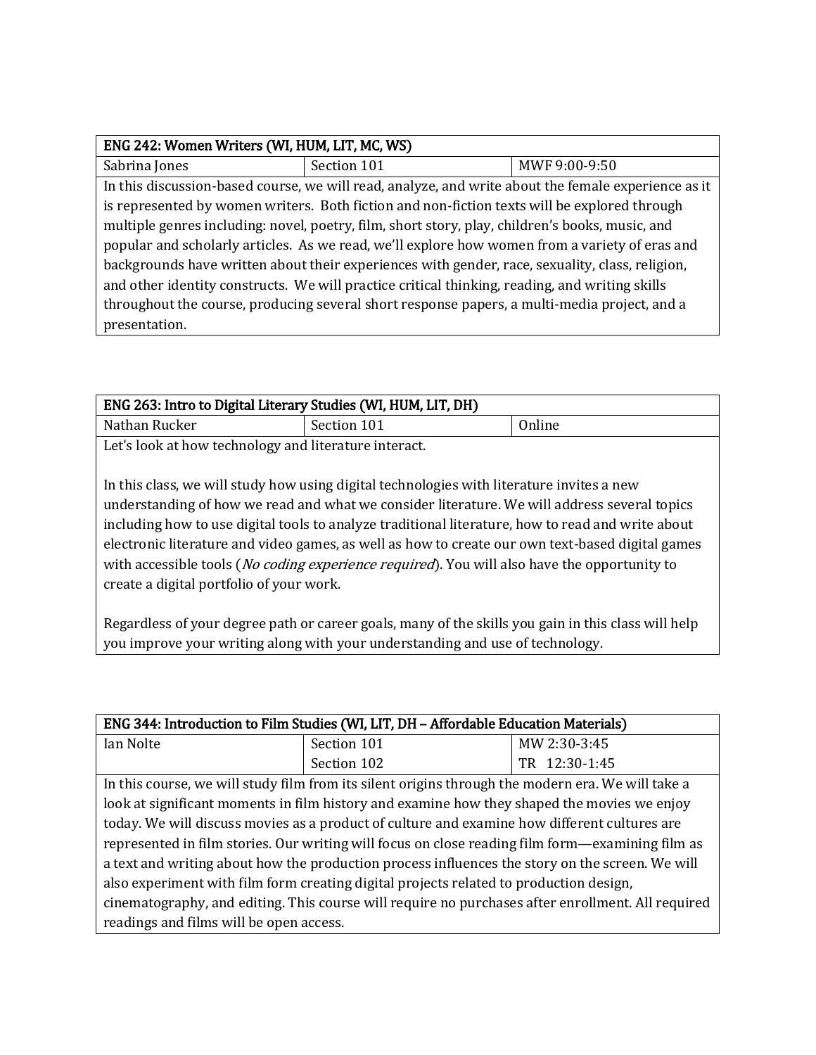| ENG 242: Women Writers (WI, HUM, LIT, MC, WS) | | |
|---|---|---|
| Sabrina Jones | Section 101 | MWF 9:00-9:50 |
| In this discussion-based course, we will read, analyze, and write about the female experience as it is represented by women writers. Both fiction and non-fiction texts will be explored through multiple genres including: novel, poetry, film, short story, play, children's books, music, and popular and scholarly articles. As we read, we'll explore how women from a variety of eras and backgrounds have written about their experiences with gender, race, sexuality, class, religion, and other identity constructs. We will practice critical thinking, reading, and writing skills throughout the course, producing several short response papers, a multi-media project, and a presentation. | | |

| ENG 263: Intro to Digital Literary Studies (WI, HUM, LIT, DH) | | |
|---|---|---|
| Nathan Rucker | Section 101 | Online |
| Let's look at how technology and literature interact.<br><br>In this class, we will study how using digital technologies with literature invites a new understanding of how we read and what we consider literature. We will address several topics including how to use digital tools to analyze traditional literature, how to read and write about electronic literature and video games, as well as how to create our own text-based digital games with accessible tools (*No coding experience required*). You will also have the opportunity to create a digital portfolio of your work.<br><br>Regardless of your degree path or career goals, many of the skills you gain in this class will help you improve your writing along with your understanding and use of technology. | | |

| ENG 344: Introduction to Film Studies (WI, LIT, DH – Affordable Education Materials) | | |
|---|---|---|
| Ian Nolte | Section 101<br>Section 102 | MW 2:30-3:45<br>TR 12:30-1:45 |
| In this course, we will study film from its silent origins through the modern era. We will take a look at significant moments in film history and examine how they shaped the movies we enjoy today. We will discuss movies as a product of culture and examine how different cultures are represented in film stories. Our writing will focus on close reading film form—examining film as a text and writing about how the production process influences the story on the screen. We will also experiment with film form creating digital projects related to production design, cinematography, and editing. This course will require no purchases after enrollment. All required readings and films will be open access. | | |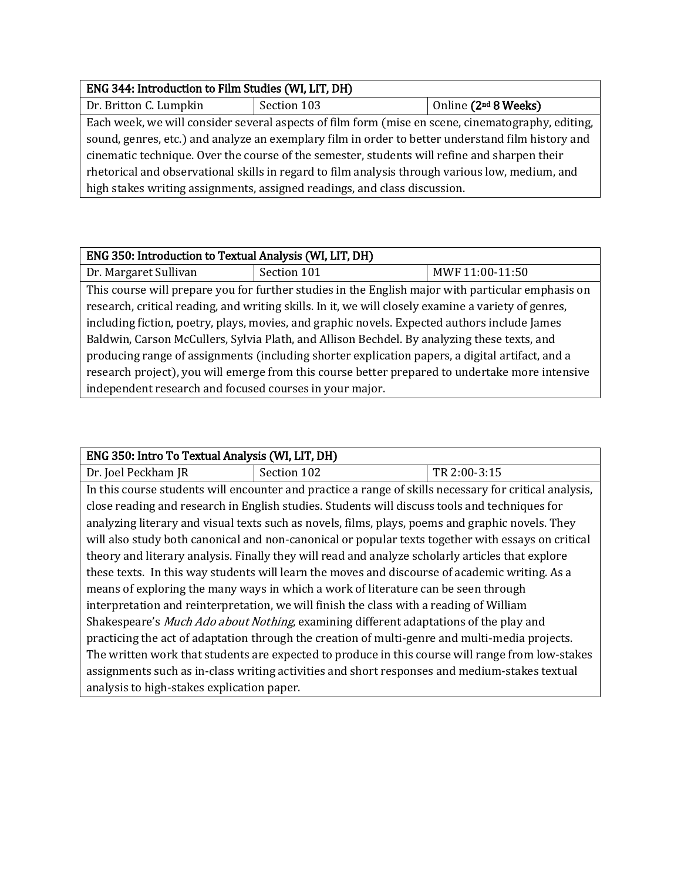| ENG 344: Introduction to Film Studies (WI, LIT, DH) | | |
|---|---|---|
| Dr. Britton C. Lumpkin | Section 103 | Online **(2nd 8 Weeks)** |
| Each week, we will consider several aspects of film form (mise en scene, cinematography, editing, sound, genres, etc.) and analyze an exemplary film in order to better understand film history and cinematic technique. Over the course of the semester, students will refine and sharpen their rhetorical and observational skills in regard to film analysis through various low, medium, and high stakes writing assignments, assigned readings, and class discussion. | | |

| ENG 350: Introduction to Textual Analysis (WI, LIT, DH) | | |
|---|---|---|
| Dr. Margaret Sullivan | Section 101 | MWF 11:00-11:50 |
| This course will prepare you for further studies in the English major with particular emphasis on research, critical reading, and writing skills. In it, we will closely examine a variety of genres, including fiction, poetry, plays, movies, and graphic novels. Expected authors include James Baldwin, Carson McCullers, Sylvia Plath, and Allison Bechdel. By analyzing these texts, and producing range of assignments (including shorter explication papers, a digital artifact, and a research project), you will emerge from this course better prepared to undertake more intensive independent research and focused courses in your major. | | |

| ENG 350: Intro To Textual Analysis (WI, LIT, DH) | | |
|---|---|---|
| Dr. Joel Peckham JR | Section 102 | TR 2:00-3:15 |
| In this course students will encounter and practice a range of skills necessary for critical analysis, close reading and research in English studies. Students will discuss tools and techniques for analyzing literary and visual texts such as novels, films, plays, poems and graphic novels. They will also study both canonical and non-canonical or popular texts together with essays on critical theory and literary analysis. Finally they will read and analyze scholarly articles that explore these texts. In this way students will learn the moves and discourse of academic writing. As a means of exploring the many ways in which a work of literature can be seen through interpretation and reinterpretation, we will finish the class with a reading of William Shakespeare's *Much Ado about Nothing*, examining different adaptations of the play and practicing the act of adaptation through the creation of multi-genre and multi-media projects. The written work that students are expected to produce in this course will range from low-stakes assignments such as in-class writing activities and short responses and medium-stakes textual analysis to high-stakes explication paper. | | |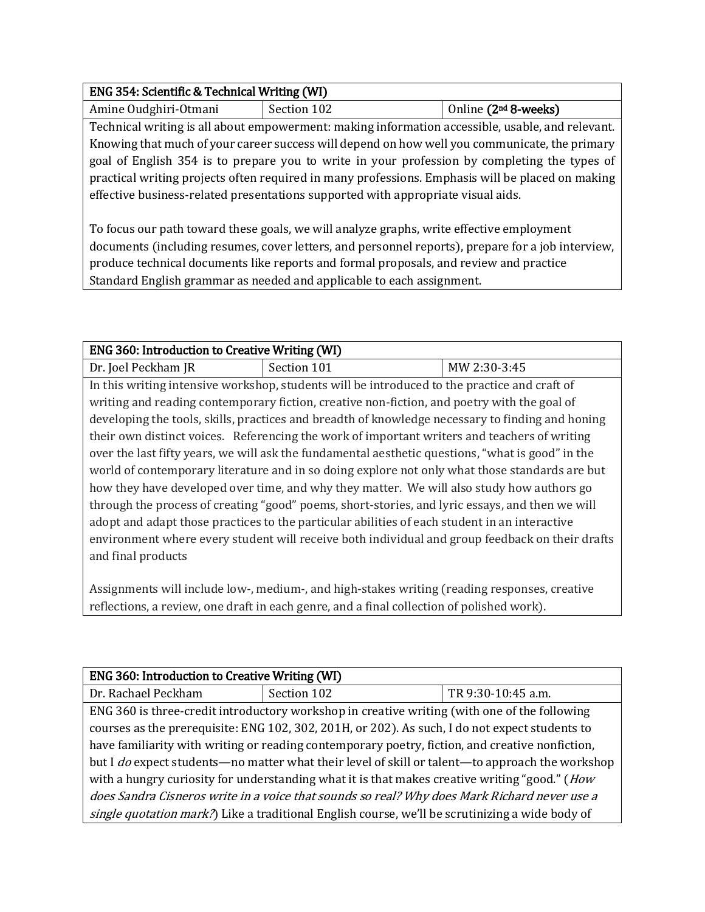| ENG 354: Scientific & Technical Writing (WI) | | |
|---|---|---|
| Amine Oudghiri-Otmani | Section 102 | Online **(2nd 8-weeks)** |

Technical writing is all about empowerment: making information accessible, usable, and relevant. Knowing that much of your career success will depend on how well you communicate, the primary goal of English 354 is to prepare you to write in your profession by completing the types of practical writing projects often required in many professions. Emphasis will be placed on making effective business-related presentations supported with appropriate visual aids.

To focus our path toward these goals, we will analyze graphs, write effective employment documents (including resumes, cover letters, and personnel reports), prepare for a job interview, produce technical documents like reports and formal proposals, and review and practice Standard English grammar as needed and applicable to each assignment.

| ENG 360: Introduction to Creative Writing (WI) | | |
|---|---|---|
| Dr. Joel Peckham JR | Section 101 | MW 2:30-3:45 |

In this writing intensive workshop, students will be introduced to the practice and craft of writing and reading contemporary fiction, creative non-fiction, and poetry with the goal of developing the tools, skills, practices and breadth of knowledge necessary to finding and honing their own distinct voices. Referencing the work of important writers and teachers of writing over the last fifty years, we will ask the fundamental aesthetic questions, "what is good" in the world of contemporary literature and in so doing explore not only what those standards are but how they have developed over time, and why they matter. We will also study how authors go through the process of creating "good" poems, short-stories, and lyric essays, and then we will adopt and adapt those practices to the particular abilities of each student in an interactive environment where every student will receive both individual and group feedback on their drafts and final products

Assignments will include low-, medium-, and high-stakes writing (reading responses, creative reflections, a review, one draft in each genre, and a final collection of polished work).

| ENG 360: Introduction to Creative Writing (WI) | | |
|---|---|---|
| Dr. Rachael Peckham | Section 102 | TR 9:30-10:45 a.m. |

ENG 360 is three-credit introductory workshop in creative writing (with one of the following courses as the prerequisite: ENG 102, 302, 201H, or 202). As such, I do not expect students to have familiarity with writing or reading contemporary poetry, fiction, and creative nonfiction, but I *do* expect students—no matter what their level of skill or talent—to approach the workshop with a hungry curiosity for understanding what it is that makes creative writing "good." (*How does Sandra Cisneros write in a voice that sounds so real? Why does Mark Richard never use a single quotation mark?*) Like a traditional English course, we'll be scrutinizing a wide body of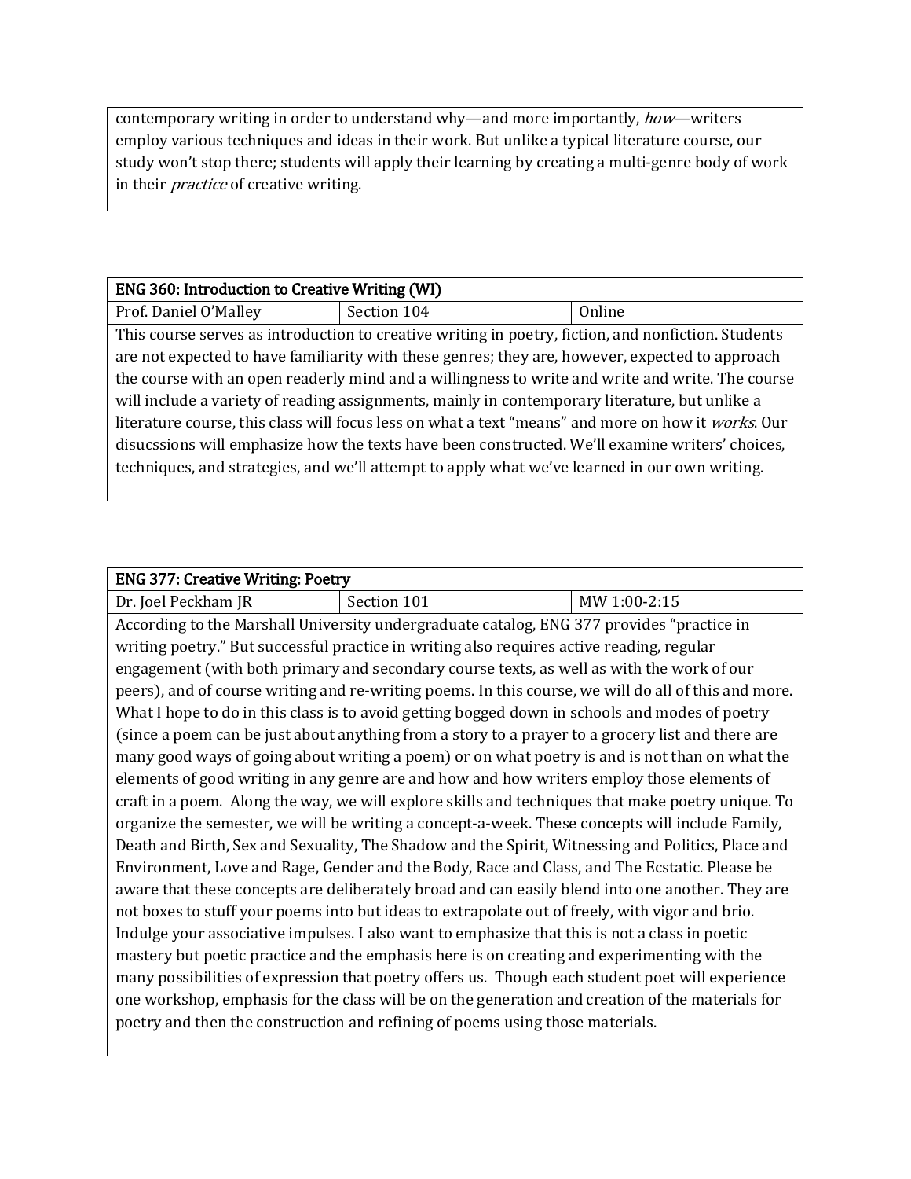| contemporary writing in order to understand why—and more importantly, *how*—writers employ various techniques and ideas in their work. But unlike a typical literature course, our study won't stop there; students will apply their learning by creating a multi-genre body of work in their *practice* of creative writing. |
|---|

| ENG 360: Introduction to Creative Writing (WI) | | |
|---|---|---|
| Prof. Daniel O'Malley | Section 104 | Online |
| This course serves as introduction to creative writing in poetry, fiction, and nonfiction. Students are not expected to have familiarity with these genres; they are, however, expected to approach the course with an open readerly mind and a willingness to write and write and write. The course will include a variety of reading assignments, mainly in contemporary literature, but unlike a literature course, this class will focus less on what a text "means" and more on how it *works*. Our disucssions will emphasize how the texts have been constructed. We'll examine writers' choices, techniques, and strategies, and we'll attempt to apply what we've learned in our own writing. | | |

| ENG 377: Creative Writing: Poetry | | |
|---|---|---|
| Dr. Joel Peckham JR | Section 101 | MW 1:00-2:15 |
| According to the Marshall University undergraduate catalog, ENG 377 provides "practice in writing poetry." But successful practice in writing also requires active reading, regular engagement (with both primary and secondary course texts, as well as with the work of our peers), and of course writing and re-writing poems. In this course, we will do all of this and more. What I hope to do in this class is to avoid getting bogged down in schools and modes of poetry (since a poem can be just about anything from a story to a prayer to a grocery list and there are many good ways of going about writing a poem) or on what poetry is and is not than on what the elements of good writing in any genre are and how and how writers employ those elements of craft in a poem. Along the way, we will explore skills and techniques that make poetry unique. To organize the semester, we will be writing a concept-a-week. These concepts will include Family, Death and Birth, Sex and Sexuality, The Shadow and the Spirit, Witnessing and Politics, Place and Environment, Love and Rage, Gender and the Body, Race and Class, and The Ecstatic. Please be aware that these concepts are deliberately broad and can easily blend into one another. They are not boxes to stuff your poems into but ideas to extrapolate out of freely, with vigor and brio. Indulge your associative impulses. I also want to emphasize that this is not a class in poetic mastery but poetic practice and the emphasis here is on creating and experimenting with the many possibilities of expression that poetry offers us. Though each student poet will experience one workshop, emphasis for the class will be on the generation and creation of the materials for poetry and then the construction and refining of poems using those materials. | | |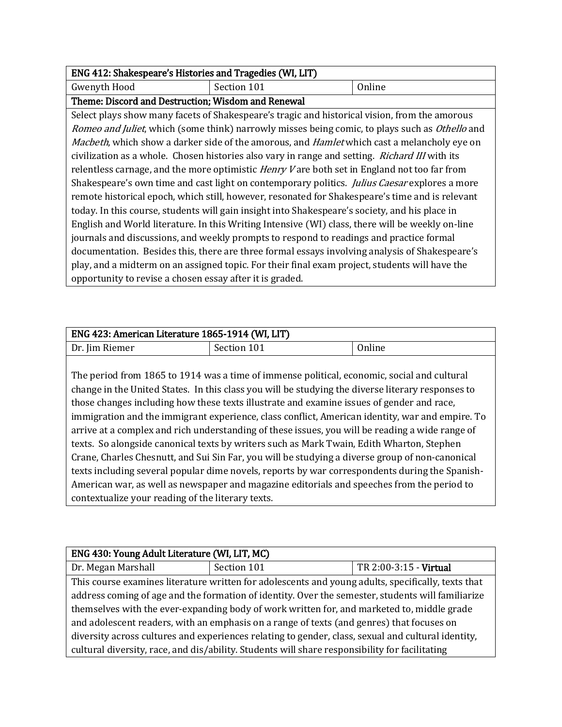| ENG 412: Shakespeare's Histories and Tragedies (WI, LIT) | | |
|---|---|---|
| Gwenyth Hood | Section 101 | Online |
| **Theme: Discord and Destruction; Wisdom and Renewal** | | |
| Select plays show many facets of Shakespeare's tragic and historical vision, from the amorous *Romeo and Juliet*, which (some think) narrowly misses being comic, to plays such as *Othello* and *Macbeth*, which show a darker side of the amorous, and *Hamlet* which cast a melancholy eye on civilization as a whole. Chosen histories also vary in range and setting. *Richard III* with its relentless carnage, and the more optimistic *Henry V* are both set in England not too far from Shakespeare's own time and cast light on contemporary politics. *Julius Caesar* explores a more remote historical epoch, which still, however, resonated for Shakespeare's time and is relevant today. In this course, students will gain insight into Shakespeare's society, and his place in English and World literature. In this Writing Intensive (WI) class, there will be weekly on-line journals and discussions, and weekly prompts to respond to readings and practice formal documentation. Besides this, there are three formal essays involving analysis of Shakespeare's play, and a midterm on an assigned topic. For their final exam project, students will have the opportunity to revise a chosen essay after it is graded. | | |

| ENG 423: American Literature 1865-1914 (WI, LIT) | | |
|---|---|---|
| Dr. Jim Riemer | Section 101 | Online |
| The period from 1865 to 1914 was a time of immense political, economic, social and cultural change in the United States. In this class you will be studying the diverse literary responses to those changes including how these texts illustrate and examine issues of gender and race, immigration and the immigrant experience, class conflict, American identity, war and empire. To arrive at a complex and rich understanding of these issues, you will be reading a wide range of texts. So alongside canonical texts by writers such as Mark Twain, Edith Wharton, Stephen Crane, Charles Chesnutt, and Sui Sin Far, you will be studying a diverse group of non-canonical texts including several popular dime novels, reports by war correspondents during the Spanish-American war, as well as newspaper and magazine editorials and speeches from the period to contextualize your reading of the literary texts. | | |

| ENG 430: Young Adult Literature (WI, LIT, MC) | | |
|---|---|---|
| Dr. Megan Marshall | Section 101 | TR 2:00-3:15 - **Virtual** |
| This course examines literature written for adolescents and young adults, specifically, texts that address coming of age and the formation of identity. Over the semester, students will familiarize themselves with the ever-expanding body of work written for, and marketed to, middle grade and adolescent readers, with an emphasis on a range of texts (and genres) that focuses on diversity across cultures and experiences relating to gender, class, sexual and cultural identity, cultural diversity, race, and dis/ability. Students will share responsibility for facilitating | | |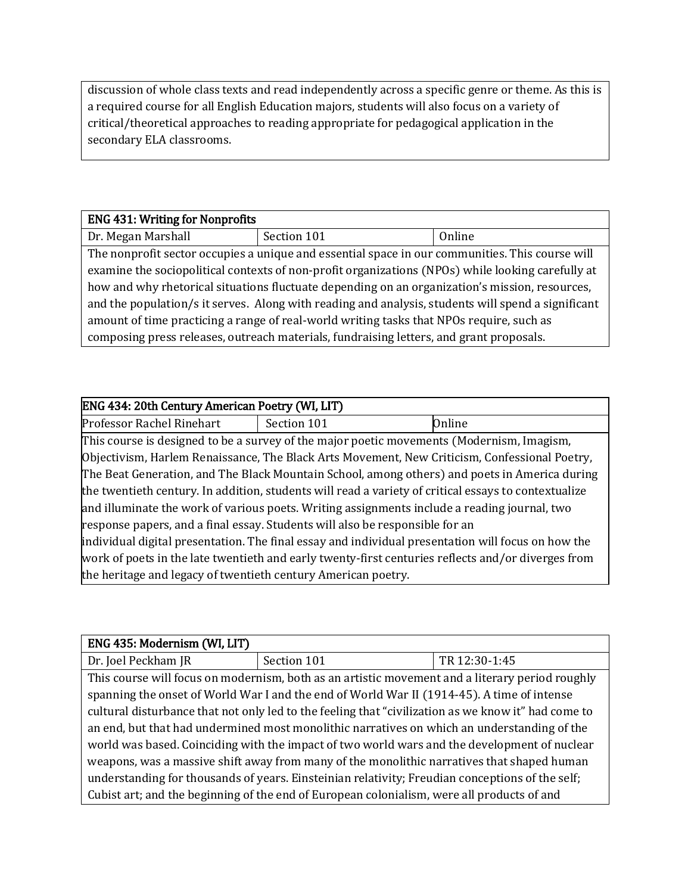| |
|---|
| discussion of whole class texts and read independently across a specific genre or theme. As this is a required course for all English Education majors, students will also focus on a variety of critical/theoretical approaches to reading appropriate for pedagogical application in the secondary ELA classrooms. |

| ENG 431: Writing for Nonprofits | | |
|---|---|---|
| Dr. Megan Marshall | Section 101 | Online |
| The nonprofit sector occupies a unique and essential space in our communities. This course will examine the sociopolitical contexts of non-profit organizations (NPOs) while looking carefully at how and why rhetorical situations fluctuate depending on an organization's mission, resources, and the population/s it serves. Along with reading and analysis, students will spend a significant amount of time practicing a range of real-world writing tasks that NPOs require, such as composing press releases, outreach materials, fundraising letters, and grant proposals. | | |

| ENG 434: 20th Century American Poetry (WI, LIT) | | |
|---|---|---|
| Professor Rachel Rinehart | Section 101 | Online |
| This course is designed to be a survey of the major poetic movements (Modernism, Imagism, Objectivism, Harlem Renaissance, The Black Arts Movement, New Criticism, Confessional Poetry, The Beat Generation, and The Black Mountain School, among others) and poets in America during the twentieth century. In addition, students will read a variety of critical essays to contextualize and illuminate the work of various poets. Writing assignments include a reading journal, two response papers, and a final essay. Students will also be responsible for an individual digital presentation. The final essay and individual presentation will focus on how the work of poets in the late twentieth and early twenty-first centuries reflects and/or diverges from the heritage and legacy of twentieth century American poetry. | | |

| ENG 435: Modernism (WI, LIT) | | |
|---|---|---|
| Dr. Joel Peckham JR | Section 101 | TR 12:30-1:45 |
| This course will focus on modernism, both as an artistic movement and a literary period roughly spanning the onset of World War I and the end of World War II (1914-45). A time of intense cultural disturbance that not only led to the feeling that "civilization as we know it" had come to an end, but that had undermined most monolithic narratives on which an understanding of the world was based. Coinciding with the impact of two world wars and the development of nuclear weapons, was a massive shift away from many of the monolithic narratives that shaped human understanding for thousands of years. Einsteinian relativity; Freudian conceptions of the self; Cubist art; and the beginning of the end of European colonialism, were all products of and | | |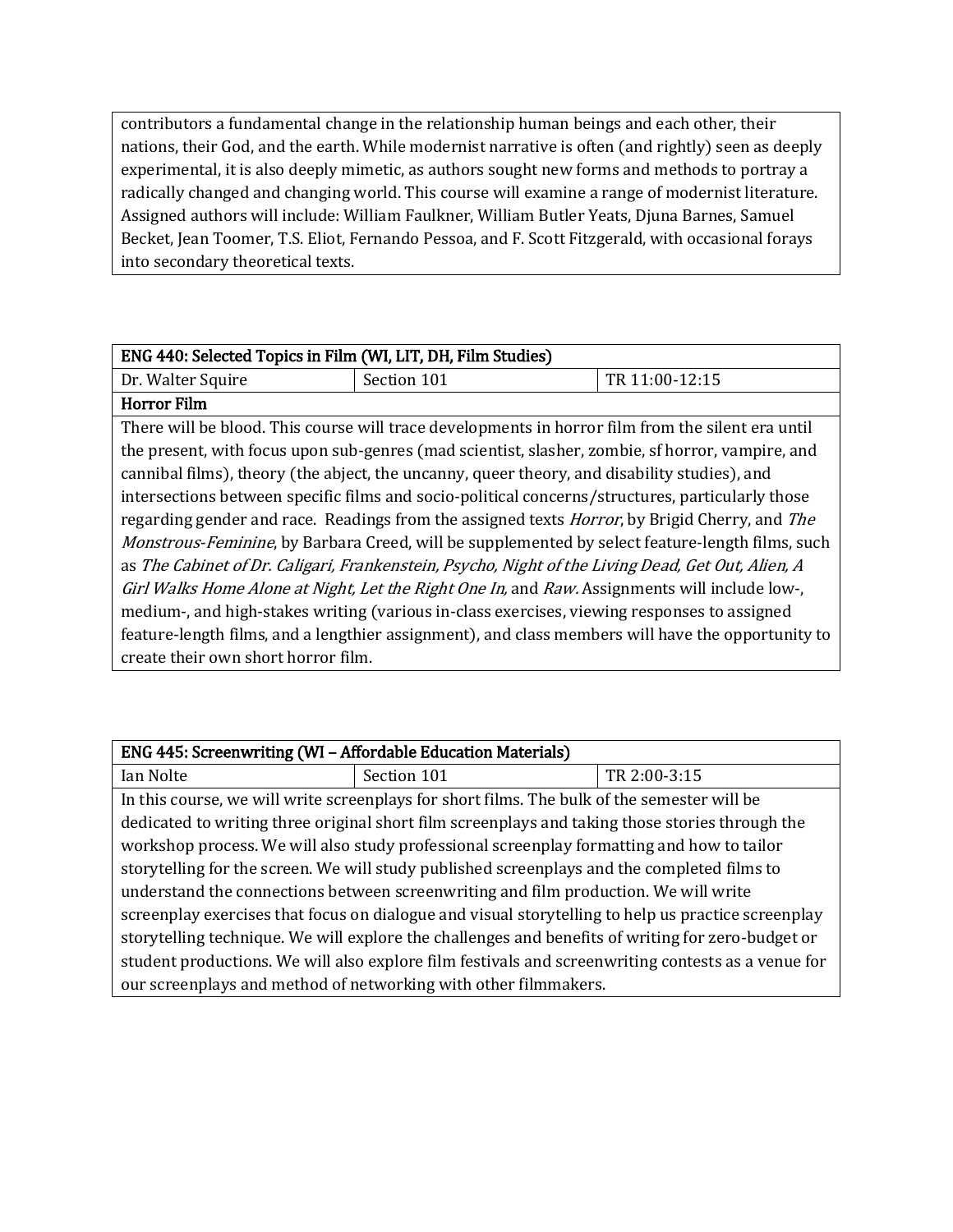| contributors a fundamental change in the relationship human beings and each other, their nations, their God, and the earth. While modernist narrative is often (and rightly) seen as deeply experimental, it is also deeply mimetic, as authors sought new forms and methods to portray a radically changed and changing world. This course will examine a range of modernist literature. Assigned authors will include: William Faulkner, William Butler Yeats, Djuna Barnes, Samuel Becket, Jean Toomer, T.S. Eliot, Fernando Pessoa, and F. Scott Fitzgerald, with occasional forays into secondary theoretical texts. |
| --- |

| ENG 440: Selected Topics in Film (WI, LIT, DH, Film Studies) | | |
| --- | --- | --- |
| Dr. Walter Squire | Section 101 | TR 11:00-12:15 |
| **Horror Film** | | |
| There will be blood. This course will trace developments in horror film from the silent era until the present, with focus upon sub-genres (mad scientist, slasher, zombie, sf horror, vampire, and cannibal films), theory (the abject, the uncanny, queer theory, and disability studies), and intersections between specific films and socio-political concerns/structures, particularly those regarding gender and race. Readings from the assigned texts *Horror*, by Brigid Cherry, and *The Monstrous-Feminine*, by Barbara Creed, will be supplemented by select feature-length films, such as *The Cabinet of Dr. Caligari, Frankenstein, Psycho, Night of the Living Dead, Get Out, Alien, A Girl Walks Home Alone at Night, Let the Right One In,* and *Raw.* Assignments will include low-, medium-, and high-stakes writing (various in-class exercises, viewing responses to assigned feature-length films, and a lengthier assignment), and class members will have the opportunity to create their own short horror film. | | |

| ENG 445: Screenwriting (WI – Affordable Education Materials) | | |
| --- | --- | --- |
| Ian Nolte | Section 101 | TR 2:00-3:15 |
| In this course, we will write screenplays for short films. The bulk of the semester will be dedicated to writing three original short film screenplays and taking those stories through the workshop process. We will also study professional screenplay formatting and how to tailor storytelling for the screen. We will study published screenplays and the completed films to understand the connections between screenwriting and film production. We will write screenplay exercises that focus on dialogue and visual storytelling to help us practice screenplay storytelling technique. We will explore the challenges and benefits of writing for zero-budget or student productions. We will also explore film festivals and screenwriting contests as a venue for our screenplays and method of networking with other filmmakers. | | |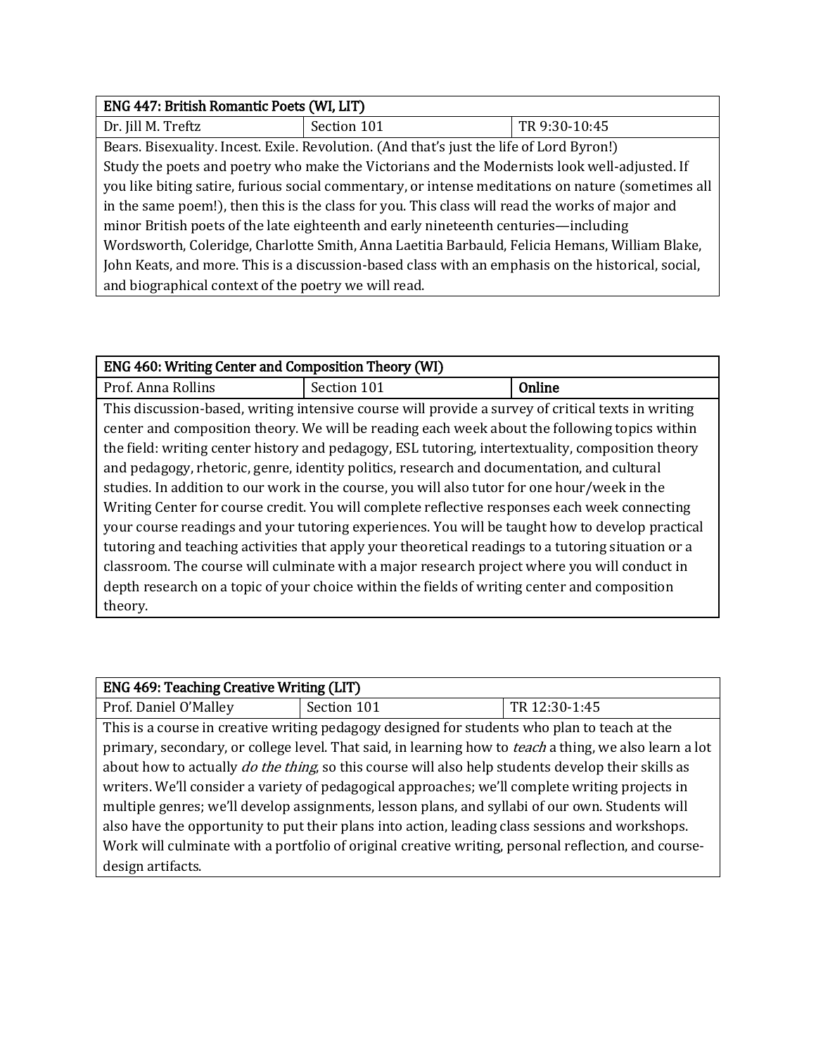| ENG 447: British Romantic Poets (WI, LIT) | | |
|---|---|---|
| Dr. Jill M. Treftz | Section 101 | TR 9:30-10:45 |

Bears. Bisexuality. Incest. Exile. Revolution. (And that's just the life of Lord Byron!) Study the poets and poetry who make the Victorians and the Modernists look well-adjusted. If you like biting satire, furious social commentary, or intense meditations on nature (sometimes all in the same poem!), then this is the class for you. This class will read the works of major and minor British poets of the late eighteenth and early nineteenth centuries—including Wordsworth, Coleridge, Charlotte Smith, Anna Laetitia Barbauld, Felicia Hemans, William Blake, John Keats, and more. This is a discussion-based class with an emphasis on the historical, social, and biographical context of the poetry we will read.

| ENG 460: Writing Center and Composition Theory (WI) | | |
|---|---|---|
| Prof. Anna Rollins | Section 101 | **Online** |

This discussion-based, writing intensive course will provide a survey of critical texts in writing center and composition theory. We will be reading each week about the following topics within the field: writing center history and pedagogy, ESL tutoring, intertextuality, composition theory and pedagogy, rhetoric, genre, identity politics, research and documentation, and cultural studies. In addition to our work in the course, you will also tutor for one hour/week in the Writing Center for course credit. You will complete reflective responses each week connecting your course readings and your tutoring experiences. You will be taught how to develop practical tutoring and teaching activities that apply your theoretical readings to a tutoring situation or a classroom. The course will culminate with a major research project where you will conduct in depth research on a topic of your choice within the fields of writing center and composition theory.

| ENG 469: Teaching Creative Writing (LIT) | | |
|---|---|---|
| Prof. Daniel O'Malley | Section 101 | TR 12:30-1:45 |

This is a course in creative writing pedagogy designed for students who plan to teach at the primary, secondary, or college level. That said, in learning how to *teach* a thing, we also learn a lot about how to actually *do the thing*, so this course will also help students develop their skills as writers. We'll consider a variety of pedagogical approaches; we'll complete writing projects in multiple genres; we'll develop assignments, lesson plans, and syllabi of our own. Students will also have the opportunity to put their plans into action, leading class sessions and workshops. Work will culminate with a portfolio of original creative writing, personal reflection, and course-design artifacts.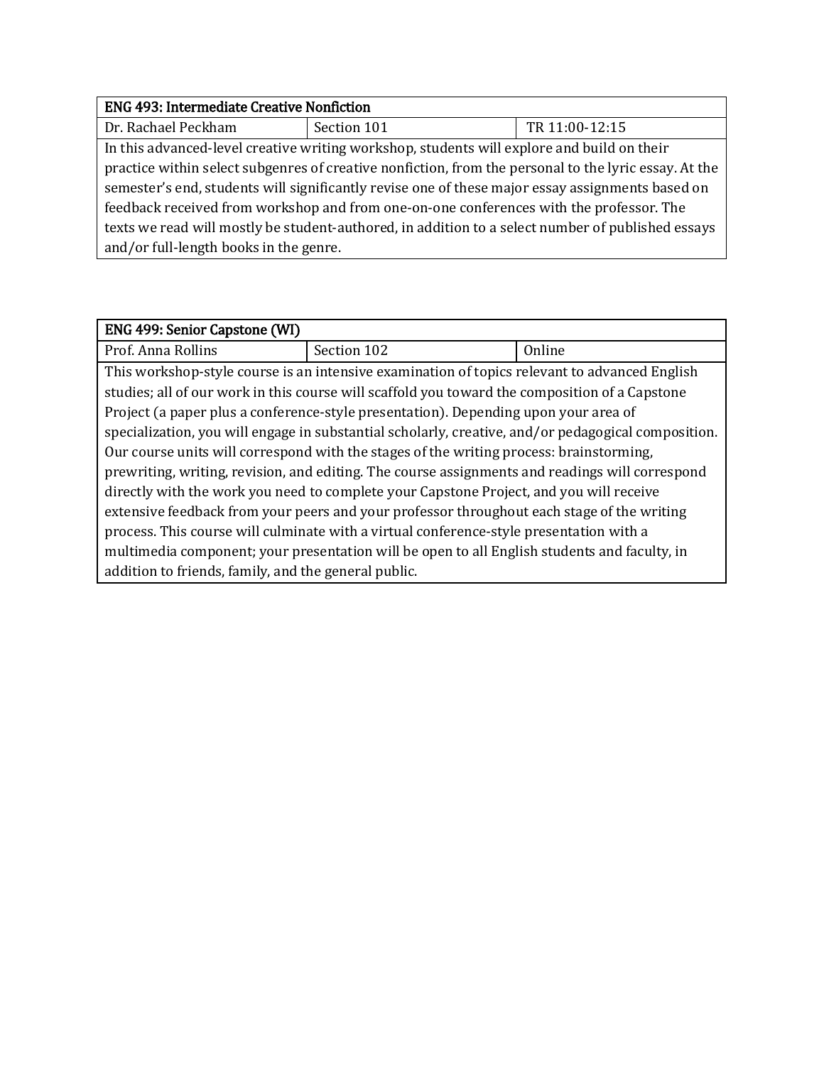| ENG 493: Intermediate Creative Nonfiction | | |
|---|---|---|
| Dr. Rachael Peckham | Section 101 | TR 11:00-12:15 |
| In this advanced-level creative writing workshop, students will explore and build on their practice within select subgenres of creative nonfiction, from the personal to the lyric essay. At the semester's end, students will significantly revise one of these major essay assignments based on feedback received from workshop and from one-on-one conferences with the professor. The texts we read will mostly be student-authored, in addition to a select number of published essays and/or full-length books in the genre. | | |

| ENG 499: Senior Capstone (WI) | | |
|---|---|---|
| Prof. Anna Rollins | Section 102 | Online |
| This workshop-style course is an intensive examination of topics relevant to advanced English studies; all of our work in this course will scaffold you toward the composition of a Capstone Project (a paper plus a conference-style presentation). Depending upon your area of specialization, you will engage in substantial scholarly, creative, and/or pedagogical composition. Our course units will correspond with the stages of the writing process: brainstorming, prewriting, writing, revision, and editing. The course assignments and readings will correspond directly with the work you need to complete your Capstone Project, and you will receive extensive feedback from your peers and your professor throughout each stage of the writing process. This course will culminate with a virtual conference-style presentation with a multimedia component; your presentation will be open to all English students and faculty, in addition to friends, family, and the general public. | | |